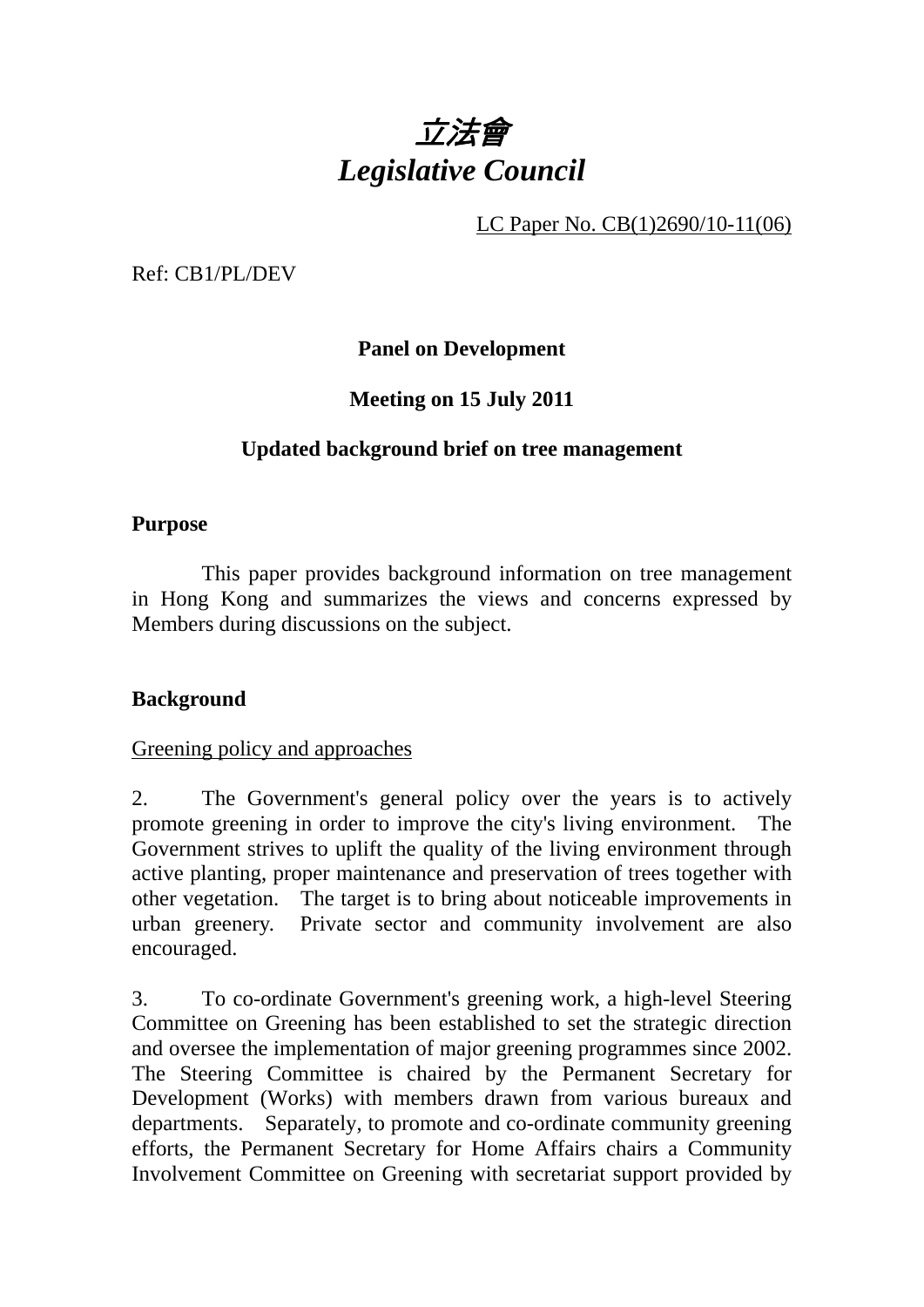# *立法會*
# *Legislative Council*

LC Paper No. CB(1)2690/10-11(06)

Ref: CB1/PL/DEV

**Panel on Development**

**Meeting on 15 July 2011**

**Updated background brief on tree management**

**Purpose**

This paper provides background information on tree management in Hong Kong and summarizes the views and concerns expressed by Members during discussions on the subject.

**Background**

Greening policy and approaches

2. The Government's general policy over the years is to actively promote greening in order to improve the city's living environment. The Government strives to uplift the quality of the living environment through active planting, proper maintenance and preservation of trees together with other vegetation. The target is to bring about noticeable improvements in urban greenery. Private sector and community involvement are also encouraged.

3. To co-ordinate Government's greening work, a high-level Steering Committee on Greening has been established to set the strategic direction and oversee the implementation of major greening programmes since 2002. The Steering Committee is chaired by the Permanent Secretary for Development (Works) with members drawn from various bureaux and departments. Separately, to promote and co-ordinate community greening efforts, the Permanent Secretary for Home Affairs chairs a Community Involvement Committee on Greening with secretariat support provided by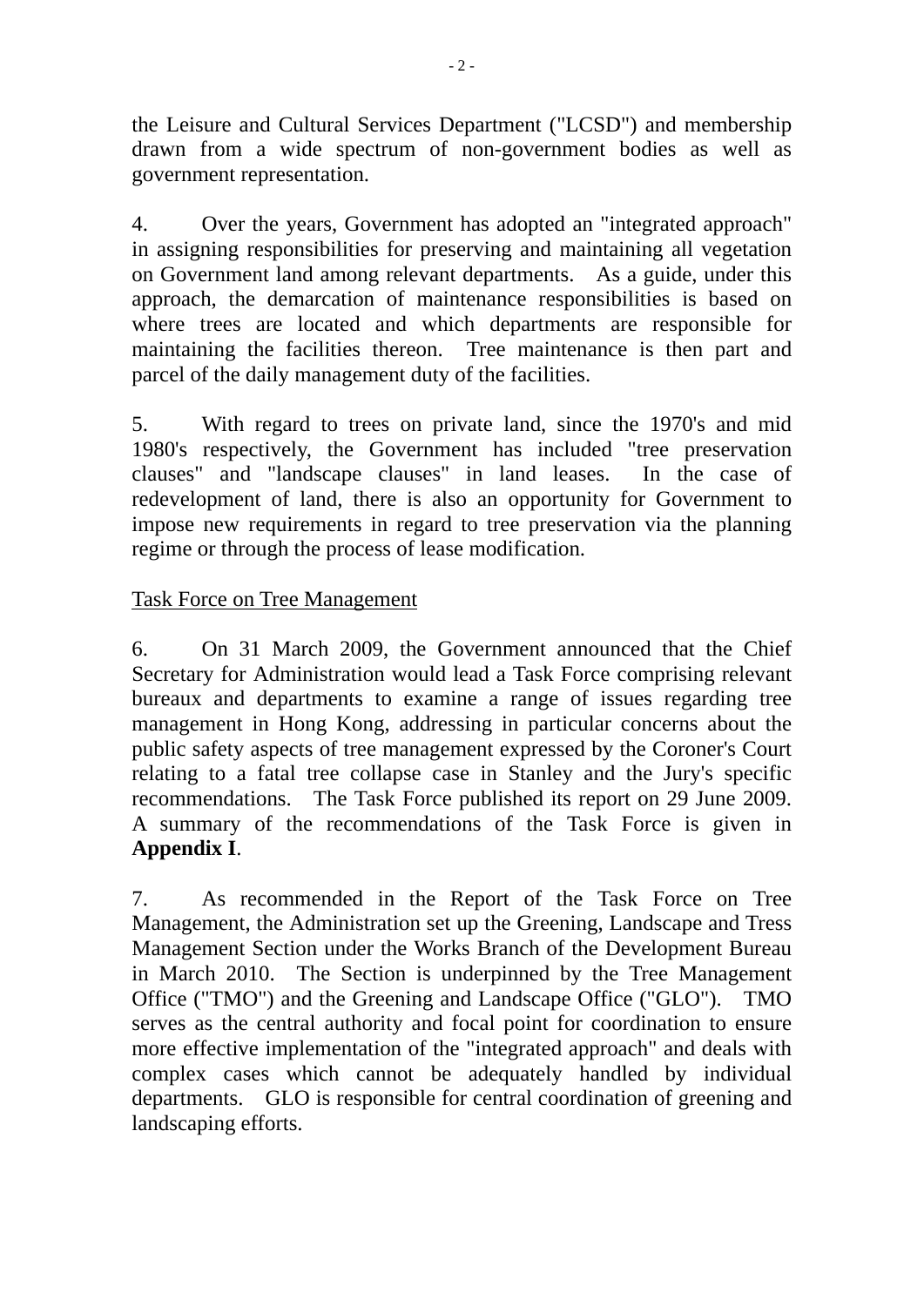the Leisure and Cultural Services Department ("LCSD") and membership drawn from a wide spectrum of non-government bodies as well as government representation.

4. Over the years, Government has adopted an "integrated approach" in assigning responsibilities for preserving and maintaining all vegetation on Government land among relevant departments. As a guide, under this approach, the demarcation of maintenance responsibilities is based on where trees are located and which departments are responsible for maintaining the facilities thereon. Tree maintenance is then part and parcel of the daily management duty of the facilities.

5. With regard to trees on private land, since the 1970's and mid 1980's respectively, the Government has included "tree preservation clauses" and "landscape clauses" in land leases. In the case of redevelopment of land, there is also an opportunity for Government to impose new requirements in regard to tree preservation via the planning regime or through the process of lease modification.

<u>Task Force on Tree Management</u>

6. On 31 March 2009, the Government announced that the Chief Secretary for Administration would lead a Task Force comprising relevant bureaux and departments to examine a range of issues regarding tree management in Hong Kong, addressing in particular concerns about the public safety aspects of tree management expressed by the Coroner's Court relating to a fatal tree collapse case in Stanley and the Jury's specific recommendations. The Task Force published its report on 29 June 2009. A summary of the recommendations of the Task Force is given in **Appendix I**.

7. As recommended in the Report of the Task Force on Tree Management, the Administration set up the Greening, Landscape and Tress Management Section under the Works Branch of the Development Bureau in March 2010. The Section is underpinned by the Tree Management Office ("TMO") and the Greening and Landscape Office ("GLO"). TMO serves as the central authority and focal point for coordination to ensure more effective implementation of the "integrated approach" and deals with complex cases which cannot be adequately handled by individual departments. GLO is responsible for central coordination of greening and landscaping efforts.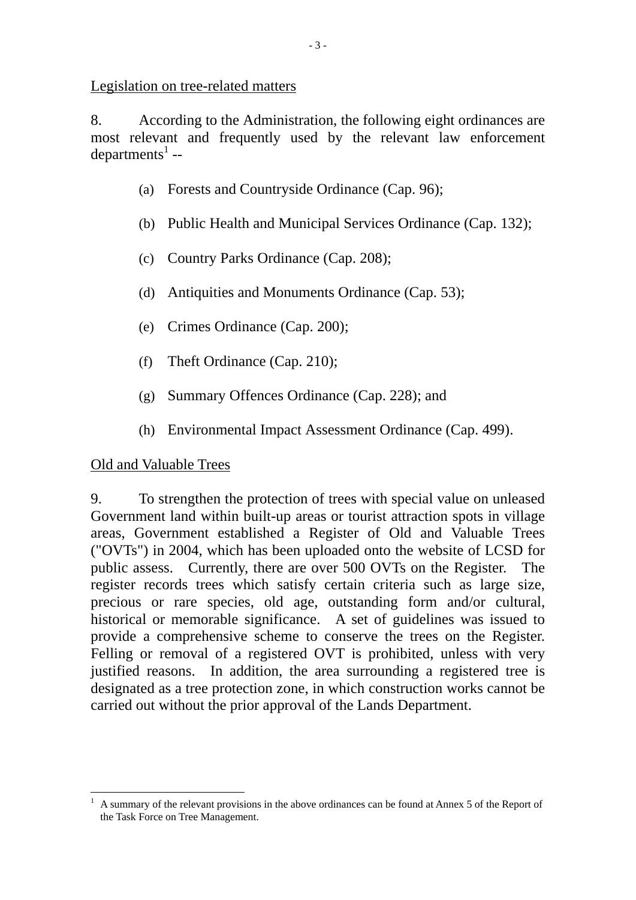Legislation on tree-related matters

8. According to the Administration, the following eight ordinances are most relevant and frequently used by the relevant law enforcement departments[1] --

(a) Forests and Countryside Ordinance (Cap. 96);

(b) Public Health and Municipal Services Ordinance (Cap. 132);

(c) Country Parks Ordinance (Cap. 208);

(d) Antiquities and Monuments Ordinance (Cap. 53);

(e) Crimes Ordinance (Cap. 200);

(f) Theft Ordinance (Cap. 210);

(g) Summary Offences Ordinance (Cap. 228); and

(h) Environmental Impact Assessment Ordinance (Cap. 499).

Old and Valuable Trees

9. To strengthen the protection of trees with special value on unleased Government land within built-up areas or tourist attraction spots in village areas, Government established a Register of Old and Valuable Trees ("OVTs") in 2004, which has been uploaded onto the website of LCSD for public assess. Currently, there are over 500 OVTs on the Register. The register records trees which satisfy certain criteria such as large size, precious or rare species, old age, outstanding form and/or cultural, historical or memorable significance. A set of guidelines was issued to provide a comprehensive scheme to conserve the trees on the Register. Felling or removal of a registered OVT is prohibited, unless with very justified reasons. In addition, the area surrounding a registered tree is designated as a tree protection zone, in which construction works cannot be carried out without the prior approval of the Lands Department.

---

[1] A summary of the relevant provisions in the above ordinances can be found at Annex 5 of the Report of the Task Force on Tree Management.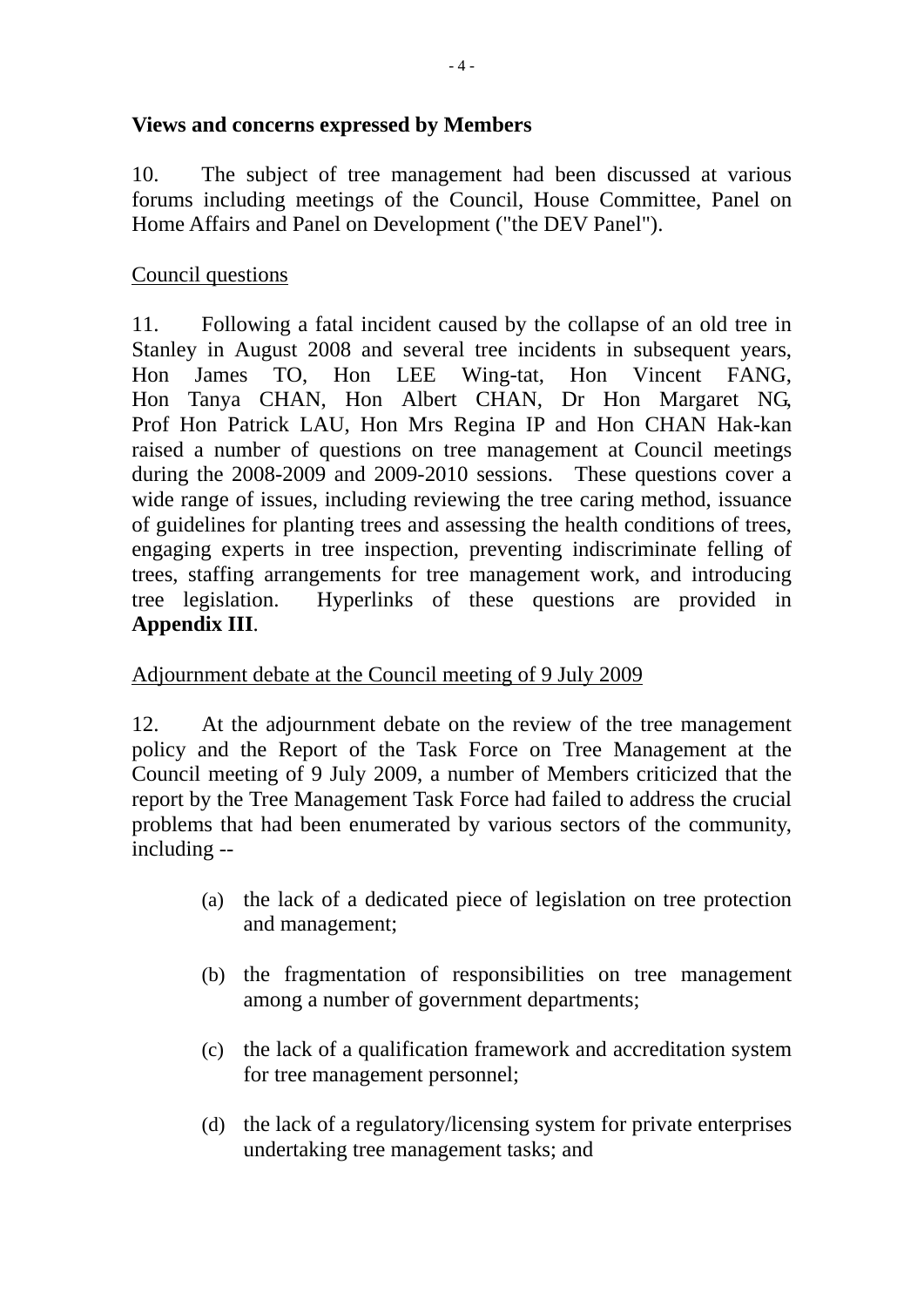**Views and concerns expressed by Members**

10. The subject of tree management had been discussed at various forums including meetings of the Council, House Committee, Panel on Home Affairs and Panel on Development ("the DEV Panel").

Council questions

11. Following a fatal incident caused by the collapse of an old tree in Stanley in August 2008 and several tree incidents in subsequent years, Hon James TO, Hon LEE Wing-tat, Hon Vincent FANG, Hon Tanya CHAN, Hon Albert CHAN, Dr Hon Margaret NG, Prof Hon Patrick LAU, Hon Mrs Regina IP and Hon CHAN Hak-kan raised a number of questions on tree management at Council meetings during the 2008-2009 and 2009-2010 sessions. These questions cover a wide range of issues, including reviewing the tree caring method, issuance of guidelines for planting trees and assessing the health conditions of trees, engaging experts in tree inspection, preventing indiscriminate felling of trees, staffing arrangements for tree management work, and introducing tree legislation. Hyperlinks of these questions are provided in **Appendix III**.

Adjournment debate at the Council meeting of 9 July 2009

12. At the adjournment debate on the review of the tree management policy and the Report of the Task Force on Tree Management at the Council meeting of 9 July 2009, a number of Members criticized that the report by the Tree Management Task Force had failed to address the crucial problems that had been enumerated by various sectors of the community, including --

(a) the lack of a dedicated piece of legislation on tree protection and management;

(b) the fragmentation of responsibilities on tree management among a number of government departments;

(c) the lack of a qualification framework and accreditation system for tree management personnel;

(d) the lack of a regulatory/licensing system for private enterprises undertaking tree management tasks; and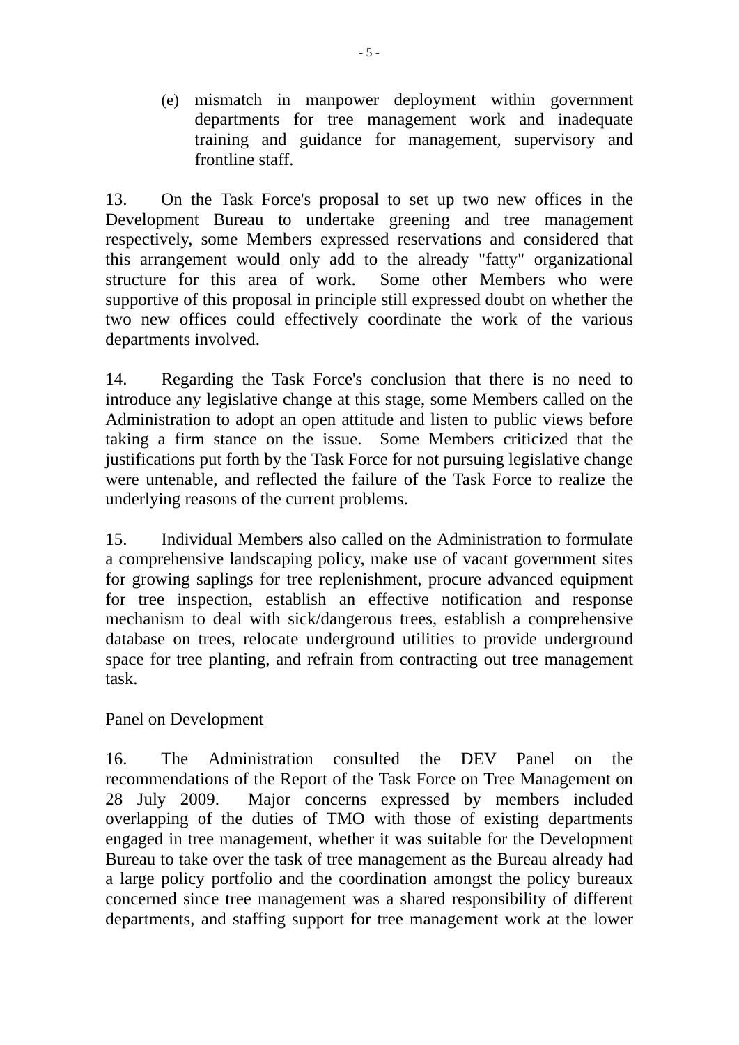(e) mismatch in manpower deployment within government departments for tree management work and inadequate training and guidance for management, supervisory and frontline staff.

13. On the Task Force's proposal to set up two new offices in the Development Bureau to undertake greening and tree management respectively, some Members expressed reservations and considered that this arrangement would only add to the already "fatty" organizational structure for this area of work. Some other Members who were supportive of this proposal in principle still expressed doubt on whether the two new offices could effectively coordinate the work of the various departments involved.

14. Regarding the Task Force's conclusion that there is no need to introduce any legislative change at this stage, some Members called on the Administration to adopt an open attitude and listen to public views before taking a firm stance on the issue. Some Members criticized that the justifications put forth by the Task Force for not pursuing legislative change were untenable, and reflected the failure of the Task Force to realize the underlying reasons of the current problems.

15. Individual Members also called on the Administration to formulate a comprehensive landscaping policy, make use of vacant government sites for growing saplings for tree replenishment, procure advanced equipment for tree inspection, establish an effective notification and response mechanism to deal with sick/dangerous trees, establish a comprehensive database on trees, relocate underground utilities to provide underground space for tree planting, and refrain from contracting out tree management task.

Panel on Development

16. The Administration consulted the DEV Panel on the recommendations of the Report of the Task Force on Tree Management on 28 July 2009. Major concerns expressed by members included overlapping of the duties of TMO with those of existing departments engaged in tree management, whether it was suitable for the Development Bureau to take over the task of tree management as the Bureau already had a large policy portfolio and the coordination amongst the policy bureaux concerned since tree management was a shared responsibility of different departments, and staffing support for tree management work at the lower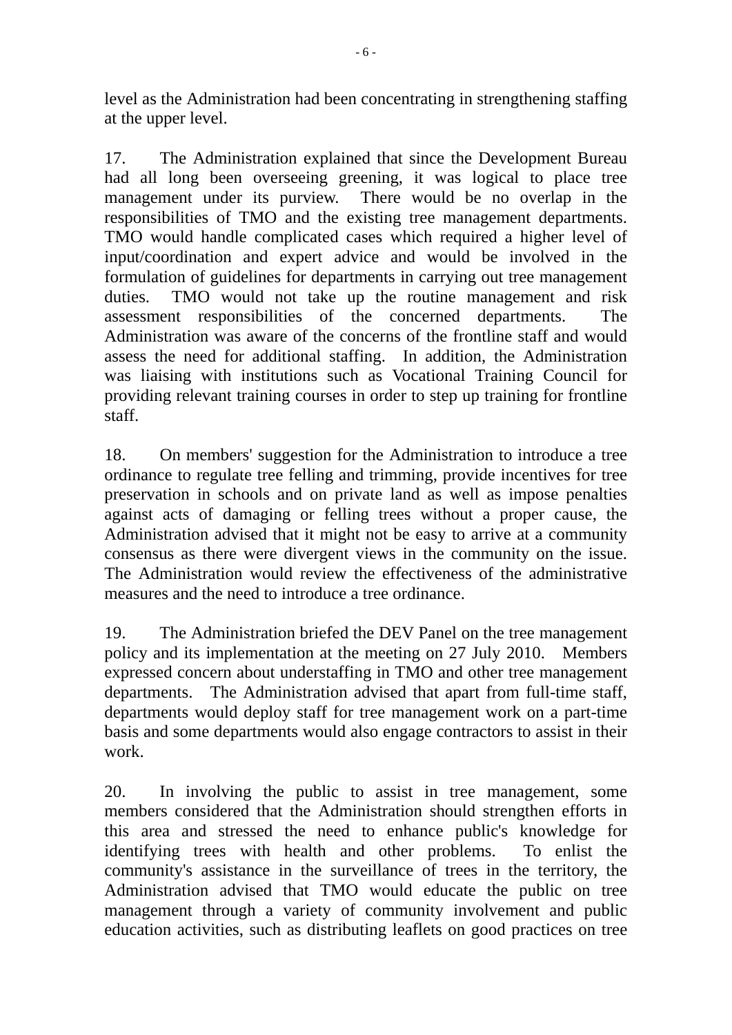level as the Administration had been concentrating in strengthening staffing at the upper level.

17. The Administration explained that since the Development Bureau had all long been overseeing greening, it was logical to place tree management under its purview. There would be no overlap in the responsibilities of TMO and the existing tree management departments. TMO would handle complicated cases which required a higher level of input/coordination and expert advice and would be involved in the formulation of guidelines for departments in carrying out tree management duties. TMO would not take up the routine management and risk assessment responsibilities of the concerned departments. The Administration was aware of the concerns of the frontline staff and would assess the need for additional staffing. In addition, the Administration was liaising with institutions such as Vocational Training Council for providing relevant training courses in order to step up training for frontline staff.

18. On members' suggestion for the Administration to introduce a tree ordinance to regulate tree felling and trimming, provide incentives for tree preservation in schools and on private land as well as impose penalties against acts of damaging or felling trees without a proper cause, the Administration advised that it might not be easy to arrive at a community consensus as there were divergent views in the community on the issue. The Administration would review the effectiveness of the administrative measures and the need to introduce a tree ordinance.

19. The Administration briefed the DEV Panel on the tree management policy and its implementation at the meeting on 27 July 2010. Members expressed concern about understaffing in TMO and other tree management departments. The Administration advised that apart from full-time staff, departments would deploy staff for tree management work on a part-time basis and some departments would also engage contractors to assist in their work.

20. In involving the public to assist in tree management, some members considered that the Administration should strengthen efforts in this area and stressed the need to enhance public's knowledge for identifying trees with health and other problems. To enlist the community's assistance in the surveillance of trees in the territory, the Administration advised that TMO would educate the public on tree management through a variety of community involvement and public education activities, such as distributing leaflets on good practices on tree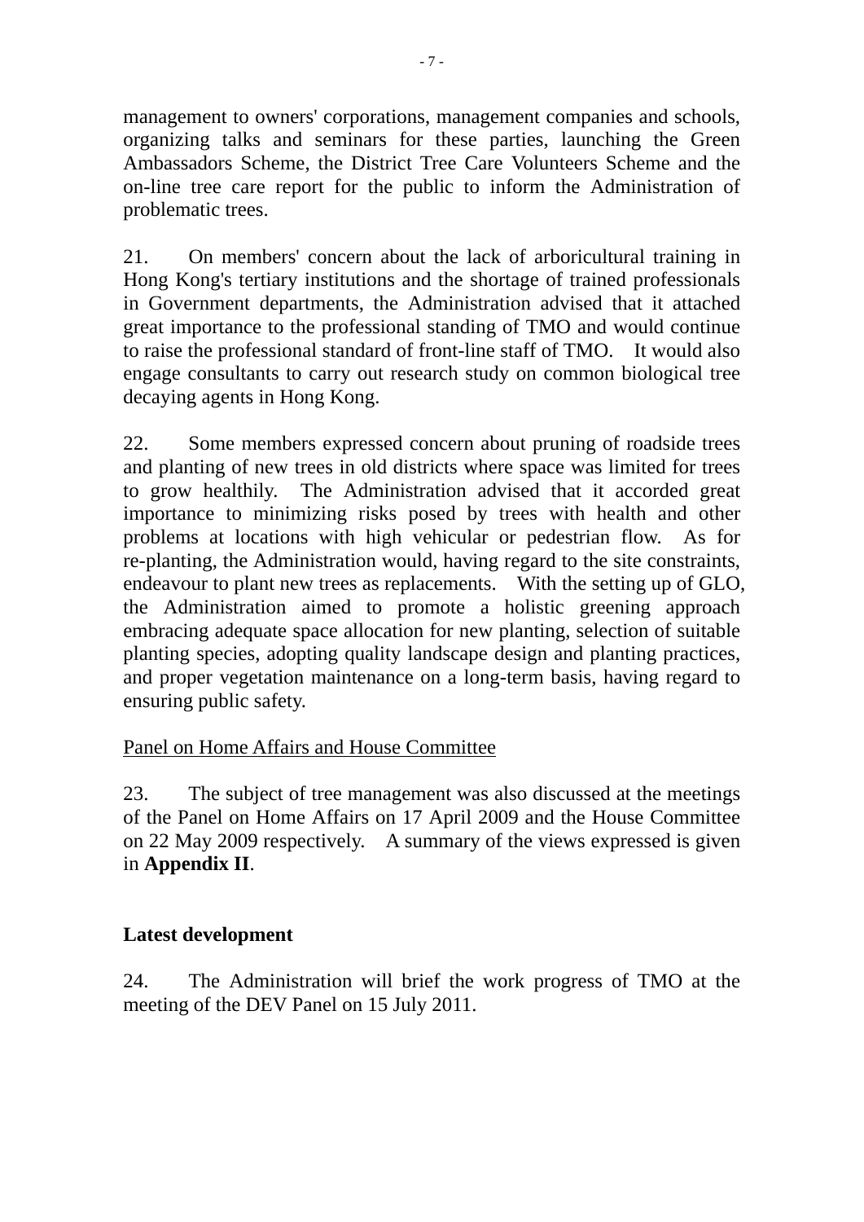management to owners' corporations, management companies and schools, organizing talks and seminars for these parties, launching the Green Ambassadors Scheme, the District Tree Care Volunteers Scheme and the on-line tree care report for the public to inform the Administration of problematic trees.

21. On members' concern about the lack of arboricultural training in Hong Kong's tertiary institutions and the shortage of trained professionals in Government departments, the Administration advised that it attached great importance to the professional standing of TMO and would continue to raise the professional standard of front-line staff of TMO. It would also engage consultants to carry out research study on common biological tree decaying agents in Hong Kong.

22. Some members expressed concern about pruning of roadside trees and planting of new trees in old districts where space was limited for trees to grow healthily. The Administration advised that it accorded great importance to minimizing risks posed by trees with health and other problems at locations with high vehicular or pedestrian flow. As for re-planting, the Administration would, having regard to the site constraints, endeavour to plant new trees as replacements. With the setting up of GLO, the Administration aimed to promote a holistic greening approach embracing adequate space allocation for new planting, selection of suitable planting species, adopting quality landscape design and planting practices, and proper vegetation maintenance on a long-term basis, having regard to ensuring public safety.

<u>Panel on Home Affairs and House Committee</u>

23. The subject of tree management was also discussed at the meetings of the Panel on Home Affairs on 17 April 2009 and the House Committee on 22 May 2009 respectively. A summary of the views expressed is given in **Appendix II**.

## Latest development

24. The Administration will brief the work progress of TMO at the meeting of the DEV Panel on 15 July 2011.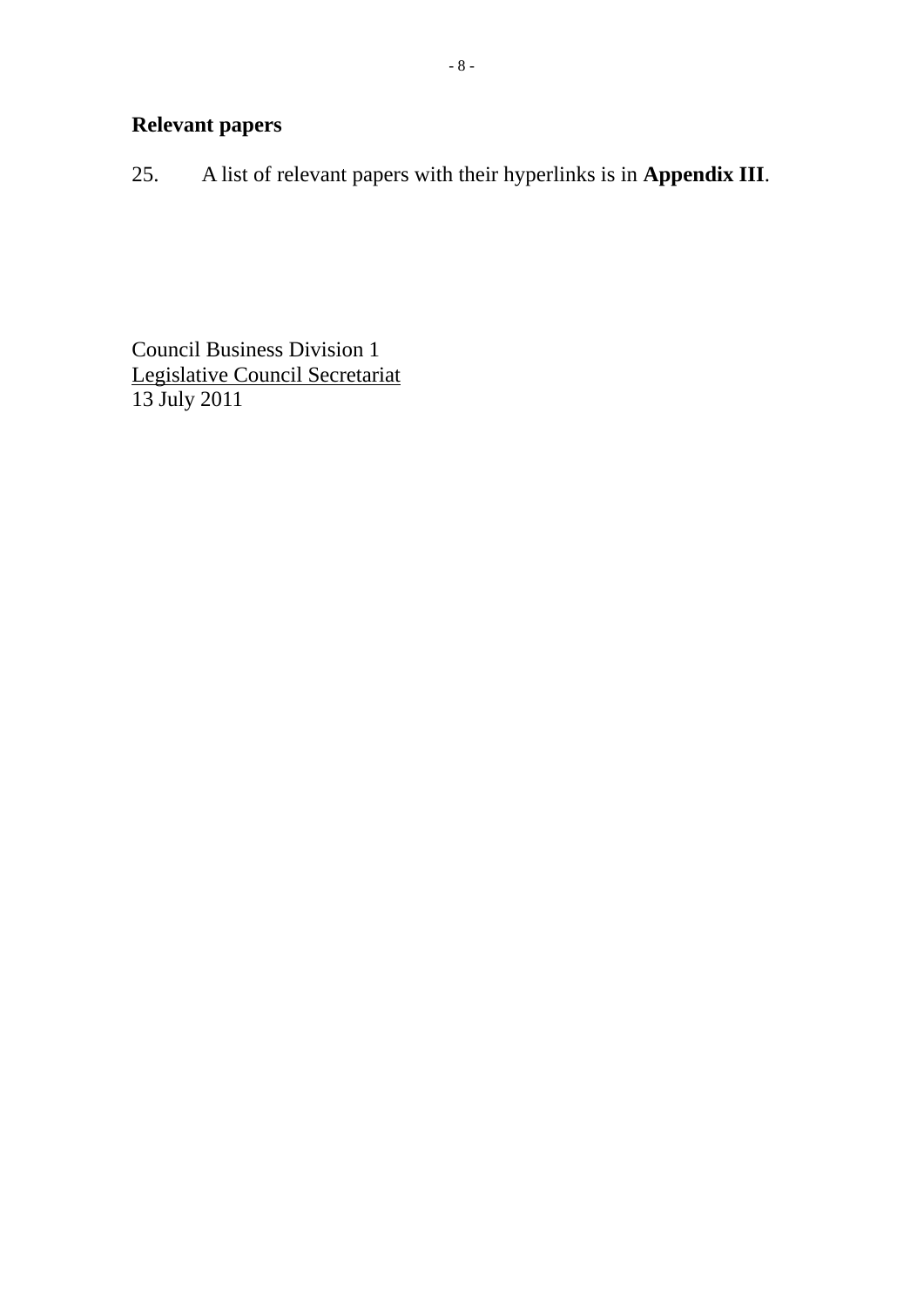## Relevant papers

25. A list of relevant papers with their hyperlinks is in **Appendix III**.

Council Business Division 1
Legislative Council Secretariat
13 July 2011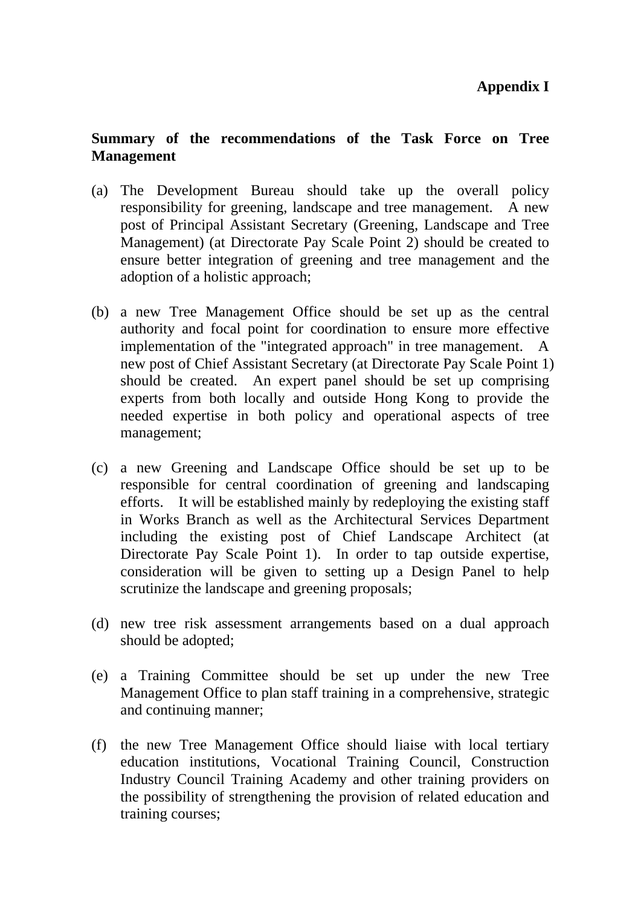**Appendix I**

**Summary of the recommendations of the Task Force on Tree Management**

(a) The Development Bureau should take up the overall policy responsibility for greening, landscape and tree management. A new post of Principal Assistant Secretary (Greening, Landscape and Tree Management) (at Directorate Pay Scale Point 2) should be created to ensure better integration of greening and tree management and the adoption of a holistic approach;

(b) a new Tree Management Office should be set up as the central authority and focal point for coordination to ensure more effective implementation of the "integrated approach" in tree management. A new post of Chief Assistant Secretary (at Directorate Pay Scale Point 1) should be created. An expert panel should be set up comprising experts from both locally and outside Hong Kong to provide the needed expertise in both policy and operational aspects of tree management;

(c) a new Greening and Landscape Office should be set up to be responsible for central coordination of greening and landscaping efforts. It will be established mainly by redeploying the existing staff in Works Branch as well as the Architectural Services Department including the existing post of Chief Landscape Architect (at Directorate Pay Scale Point 1). In order to tap outside expertise, consideration will be given to setting up a Design Panel to help scrutinize the landscape and greening proposals;

(d) new tree risk assessment arrangements based on a dual approach should be adopted;

(e) a Training Committee should be set up under the new Tree Management Office to plan staff training in a comprehensive, strategic and continuing manner;

(f) the new Tree Management Office should liaise with local tertiary education institutions, Vocational Training Council, Construction Industry Council Training Academy and other training providers on the possibility of strengthening the provision of related education and training courses;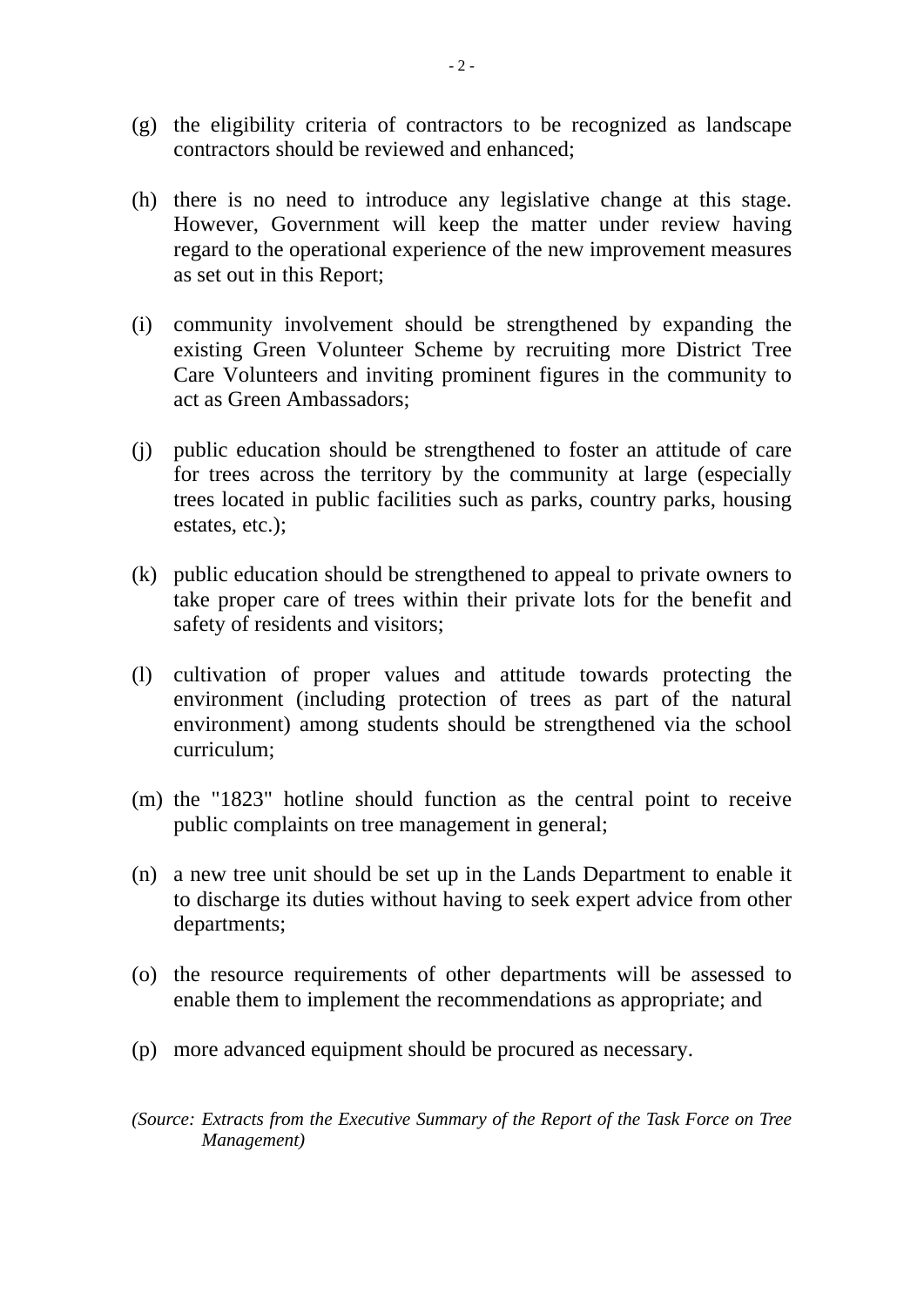(g) the eligibility criteria of contractors to be recognized as landscape contractors should be reviewed and enhanced;

(h) there is no need to introduce any legislative change at this stage. However, Government will keep the matter under review having regard to the operational experience of the new improvement measures as set out in this Report;

(i) community involvement should be strengthened by expanding the existing Green Volunteer Scheme by recruiting more District Tree Care Volunteers and inviting prominent figures in the community to act as Green Ambassadors;

(j) public education should be strengthened to foster an attitude of care for trees across the territory by the community at large (especially trees located in public facilities such as parks, country parks, housing estates, etc.);

(k) public education should be strengthened to appeal to private owners to take proper care of trees within their private lots for the benefit and safety of residents and visitors;

(l) cultivation of proper values and attitude towards protecting the environment (including protection of trees as part of the natural environment) among students should be strengthened via the school curriculum;

(m) the "1823" hotline should function as the central point to receive public complaints on tree management in general;

(n) a new tree unit should be set up in the Lands Department to enable it to discharge its duties without having to seek expert advice from other departments;

(o) the resource requirements of other departments will be assessed to enable them to implement the recommendations as appropriate; and

(p) more advanced equipment should be procured as necessary.

*(Source: Extracts from the Executive Summary of the Report of the Task Force on Tree Management)*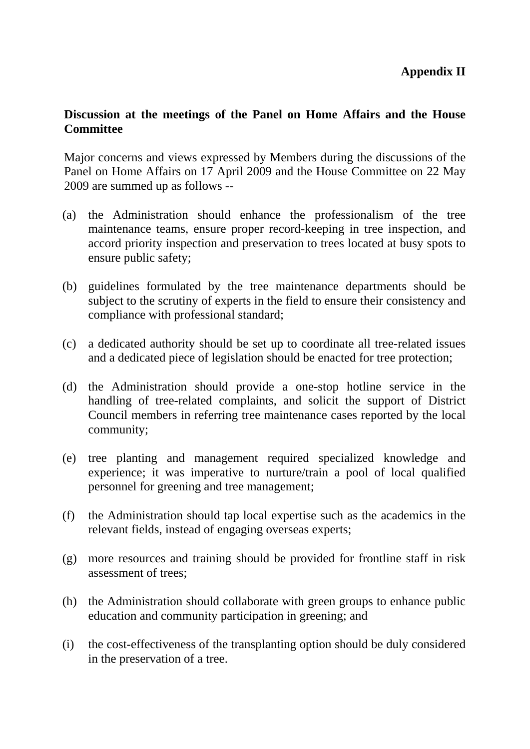**Appendix II**

**Discussion at the meetings of the Panel on Home Affairs and the House Committee**

Major concerns and views expressed by Members during the discussions of the Panel on Home Affairs on 17 April 2009 and the House Committee on 22 May 2009 are summed up as follows --

(a) the Administration should enhance the professionalism of the tree maintenance teams, ensure proper record-keeping in tree inspection, and accord priority inspection and preservation to trees located at busy spots to ensure public safety;

(b) guidelines formulated by the tree maintenance departments should be subject to the scrutiny of experts in the field to ensure their consistency and compliance with professional standard;

(c) a dedicated authority should be set up to coordinate all tree-related issues and a dedicated piece of legislation should be enacted for tree protection;

(d) the Administration should provide a one-stop hotline service in the handling of tree-related complaints, and solicit the support of District Council members in referring tree maintenance cases reported by the local community;

(e) tree planting and management required specialized knowledge and experience; it was imperative to nurture/train a pool of local qualified personnel for greening and tree management;

(f) the Administration should tap local expertise such as the academics in the relevant fields, instead of engaging overseas experts;

(g) more resources and training should be provided for frontline staff in risk assessment of trees;

(h) the Administration should collaborate with green groups to enhance public education and community participation in greening; and

(i) the cost-effectiveness of the transplanting option should be duly considered in the preservation of a tree.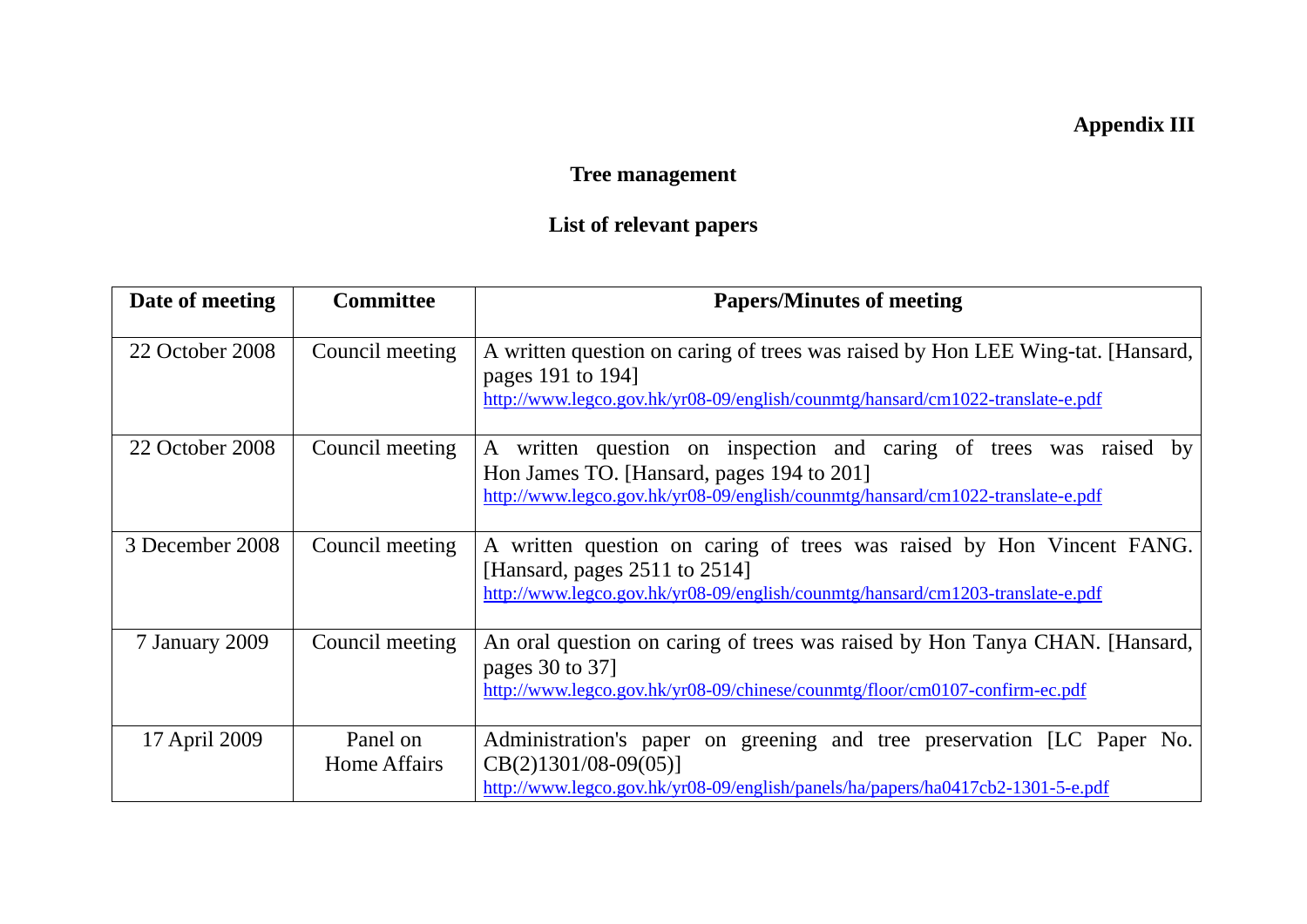**Appendix III**

# Tree management

## List of relevant papers

| Date of meeting | Committee | Papers/Minutes of meeting |
|---|---|---|
| 22 October 2008 | Council meeting | A written question on caring of trees was raised by Hon LEE Wing-tat. [Hansard, pages 191 to 194]<br>http://www.legco.gov.hk/yr08-09/english/counmtg/hansard/cm1022-translate-e.pdf |
| 22 October 2008 | Council meeting | A written question on inspection and caring of trees was raised by Hon James TO. [Hansard, pages 194 to 201]<br>http://www.legco.gov.hk/yr08-09/english/counmtg/hansard/cm1022-translate-e.pdf |
| 3 December 2008 | Council meeting | A written question on caring of trees was raised by Hon Vincent FANG. [Hansard, pages 2511 to 2514]<br>http://www.legco.gov.hk/yr08-09/english/counmtg/hansard/cm1203-translate-e.pdf |
| 7 January 2009 | Council meeting | An oral question on caring of trees was raised by Hon Tanya CHAN. [Hansard, pages 30 to 37]<br>http://www.legco.gov.hk/yr08-09/chinese/counmtg/floor/cm0107-confirm-ec.pdf |
| 17 April 2009 | Panel on Home Affairs | Administration's paper on greening and tree preservation [LC Paper No. CB(2)1301/08-09(05)]<br>http://www.legco.gov.hk/yr08-09/english/panels/ha/papers/ha0417cb2-1301-5-e.pdf |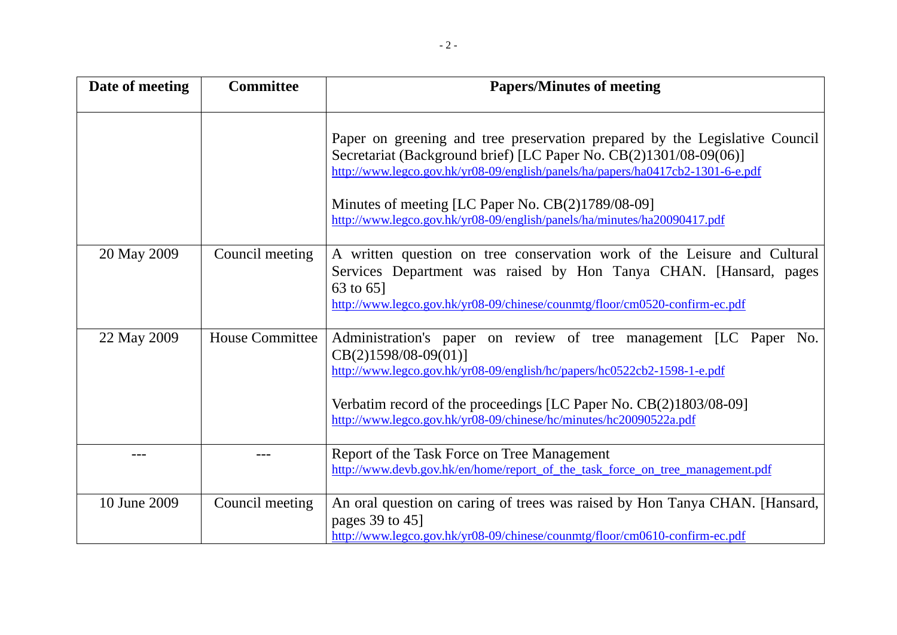| Date of meeting | Committee | Papers/Minutes of meeting |
|---|---|---|
| | | Paper on greening and tree preservation prepared by the Legislative Council Secretariat (Background brief) [LC Paper No. CB(2)1301/08-09(06)] http://www.legco.gov.hk/yr08-09/english/panels/ha/papers/ha0417cb2-1301-6-e.pdf <br><br> Minutes of meeting [LC Paper No. CB(2)1789/08-09] http://www.legco.gov.hk/yr08-09/english/panels/ha/minutes/ha20090417.pdf |
| 20 May 2009 | Council meeting | A written question on tree conservation work of the Leisure and Cultural Services Department was raised by Hon Tanya CHAN. [Hansard, pages 63 to 65] http://www.legco.gov.hk/yr08-09/chinese/counmtg/floor/cm0520-confirm-ec.pdf |
| 22 May 2009 | House Committee | Administration's paper on review of tree management [LC Paper No. CB(2)1598/08-09(01)] http://www.legco.gov.hk/yr08-09/english/hc/papers/hc0522cb2-1598-1-e.pdf <br><br> Verbatim record of the proceedings [LC Paper No. CB(2)1803/08-09] http://www.legco.gov.hk/yr08-09/chinese/hc/minutes/hc20090522a.pdf |
| --- | --- | Report of the Task Force on Tree Management http://www.devb.gov.hk/en/home/report_of_the_task_force_on_tree_management.pdf |
| 10 June 2009 | Council meeting | An oral question on caring of trees was raised by Hon Tanya CHAN. [Hansard, pages 39 to 45] http://www.legco.gov.hk/yr08-09/chinese/counmtg/floor/cm0610-confirm-ec.pdf |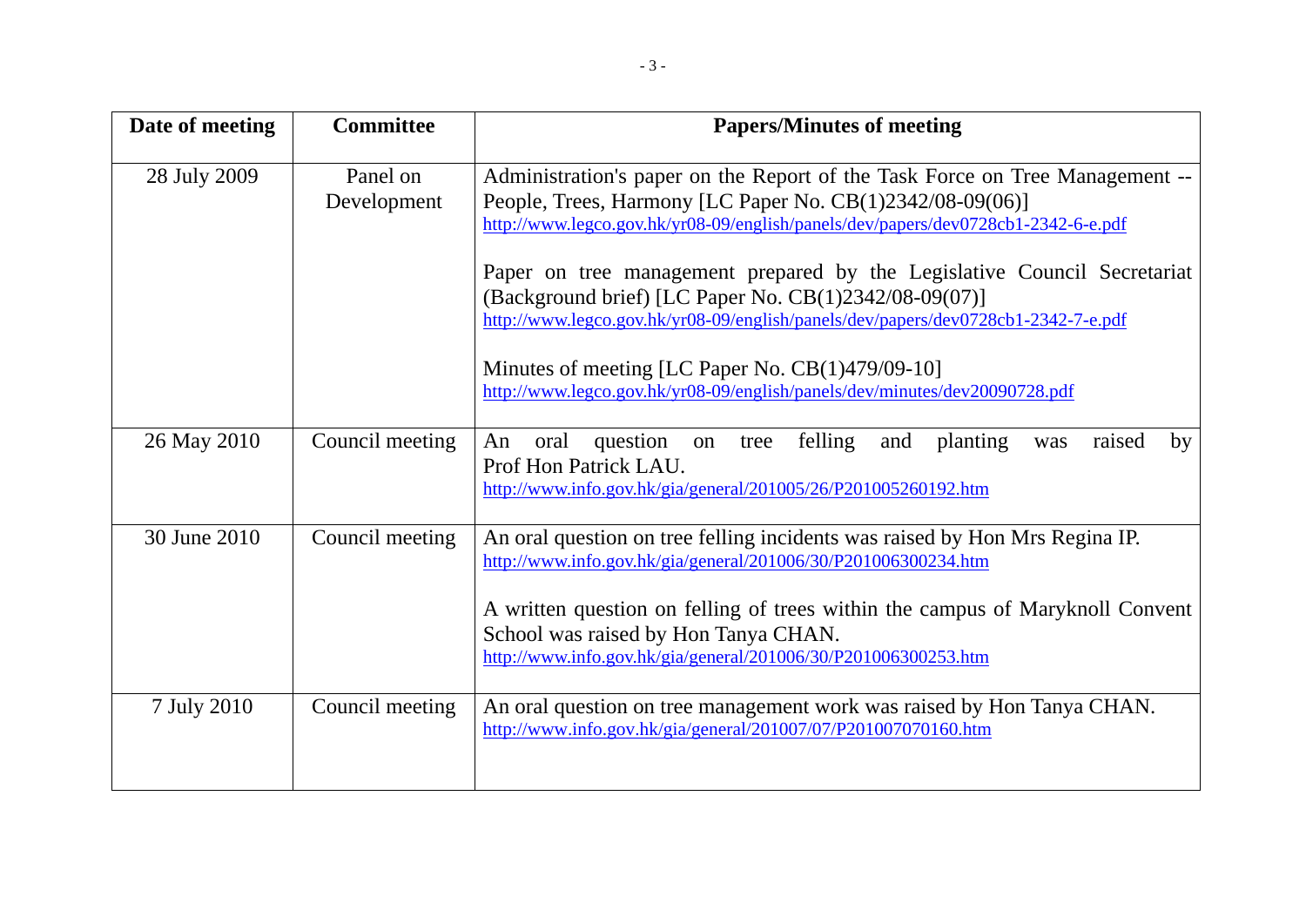| Date of meeting | Committee | Papers/Minutes of meeting |
|---|---|---|
| 28 July 2009 | Panel on Development | Administration's paper on the Report of the Task Force on Tree Management -- People, Trees, Harmony [LC Paper No. CB(1)2342/08-09(06)]<br>http://www.legco.gov.hk/yr08-09/english/panels/dev/papers/dev0728cb1-2342-6-e.pdf<br><br>Paper on tree management prepared by the Legislative Council Secretariat (Background brief) [LC Paper No. CB(1)2342/08-09(07)]<br>http://www.legco.gov.hk/yr08-09/english/panels/dev/papers/dev0728cb1-2342-7-e.pdf<br><br>Minutes of meeting [LC Paper No. CB(1)479/09-10]<br>http://www.legco.gov.hk/yr08-09/english/panels/dev/minutes/dev20090728.pdf |
| 26 May 2010 | Council meeting | An oral question on tree felling and planting was raised by Prof Hon Patrick LAU.<br>http://www.info.gov.hk/gia/general/201005/26/P201005260192.htm |
| 30 June 2010 | Council meeting | An oral question on tree felling incidents was raised by Hon Mrs Regina IP.<br>http://www.info.gov.hk/gia/general/201006/30/P201006300234.htm<br><br>A written question on felling of trees within the campus of Maryknoll Convent School was raised by Hon Tanya CHAN.<br>http://www.info.gov.hk/gia/general/201006/30/P201006300253.htm |
| 7 July 2010 | Council meeting | An oral question on tree management work was raised by Hon Tanya CHAN.<br>http://www.info.gov.hk/gia/general/201007/07/P201007070160.htm |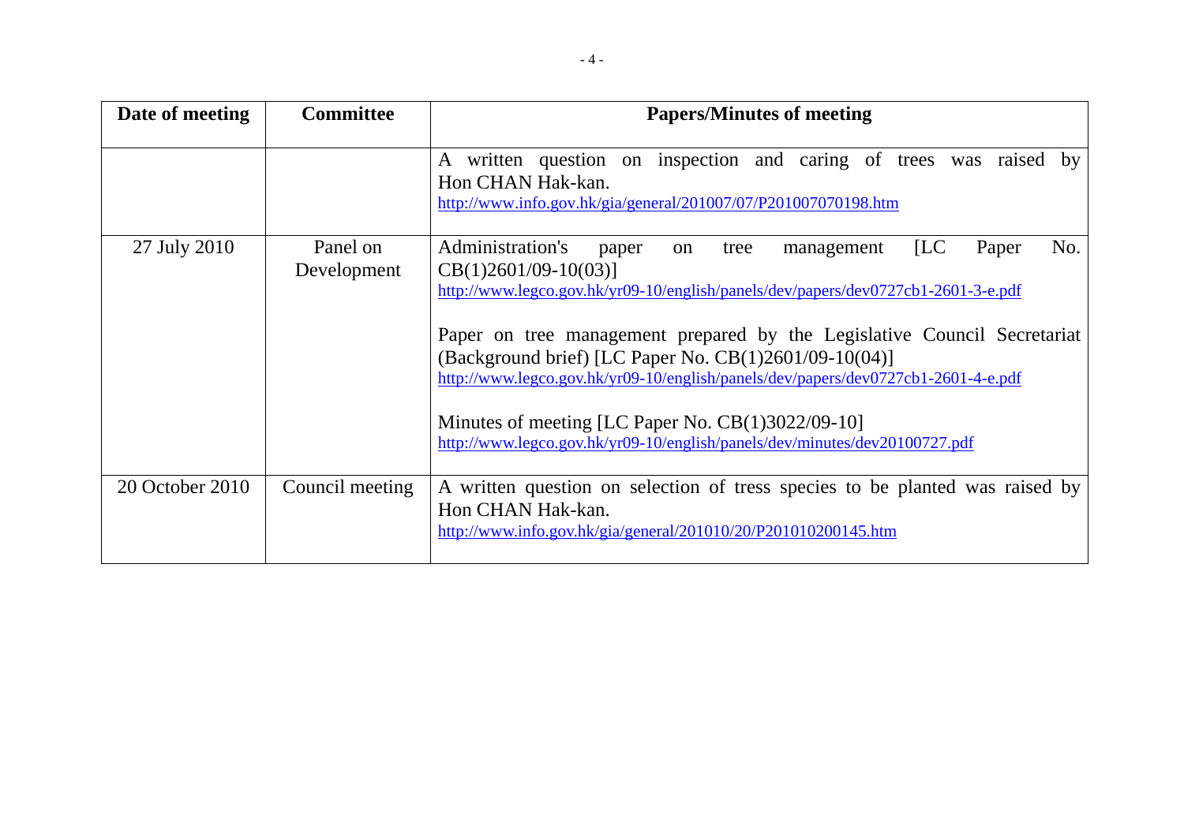| Date of meeting | Committee | Papers/Minutes of meeting |
|---|---|---|
| | | A written question on inspection and caring of trees was raised by Hon CHAN Hak-kan.<br>http://www.info.gov.hk/gia/general/201007/07/P201007070198.htm |
| 27 July 2010 | Panel on Development | Administration's paper on tree management [LC Paper No. CB(1)2601/09-10(03)]<br>http://www.legco.gov.hk/yr09-10/english/panels/dev/papers/dev0727cb1-2601-3-e.pdf<br><br>Paper on tree management prepared by the Legislative Council Secretariat (Background brief) [LC Paper No. CB(1)2601/09-10(04)]<br>http://www.legco.gov.hk/yr09-10/english/panels/dev/papers/dev0727cb1-2601-4-e.pdf<br><br>Minutes of meeting [LC Paper No. CB(1)3022/09-10]<br>http://www.legco.gov.hk/yr09-10/english/panels/dev/minutes/dev20100727.pdf |
| 20 October 2010 | Council meeting | A written question on selection of tress species to be planted was raised by Hon CHAN Hak-kan.<br>http://www.info.gov.hk/gia/general/201010/20/P201010200145.htm |